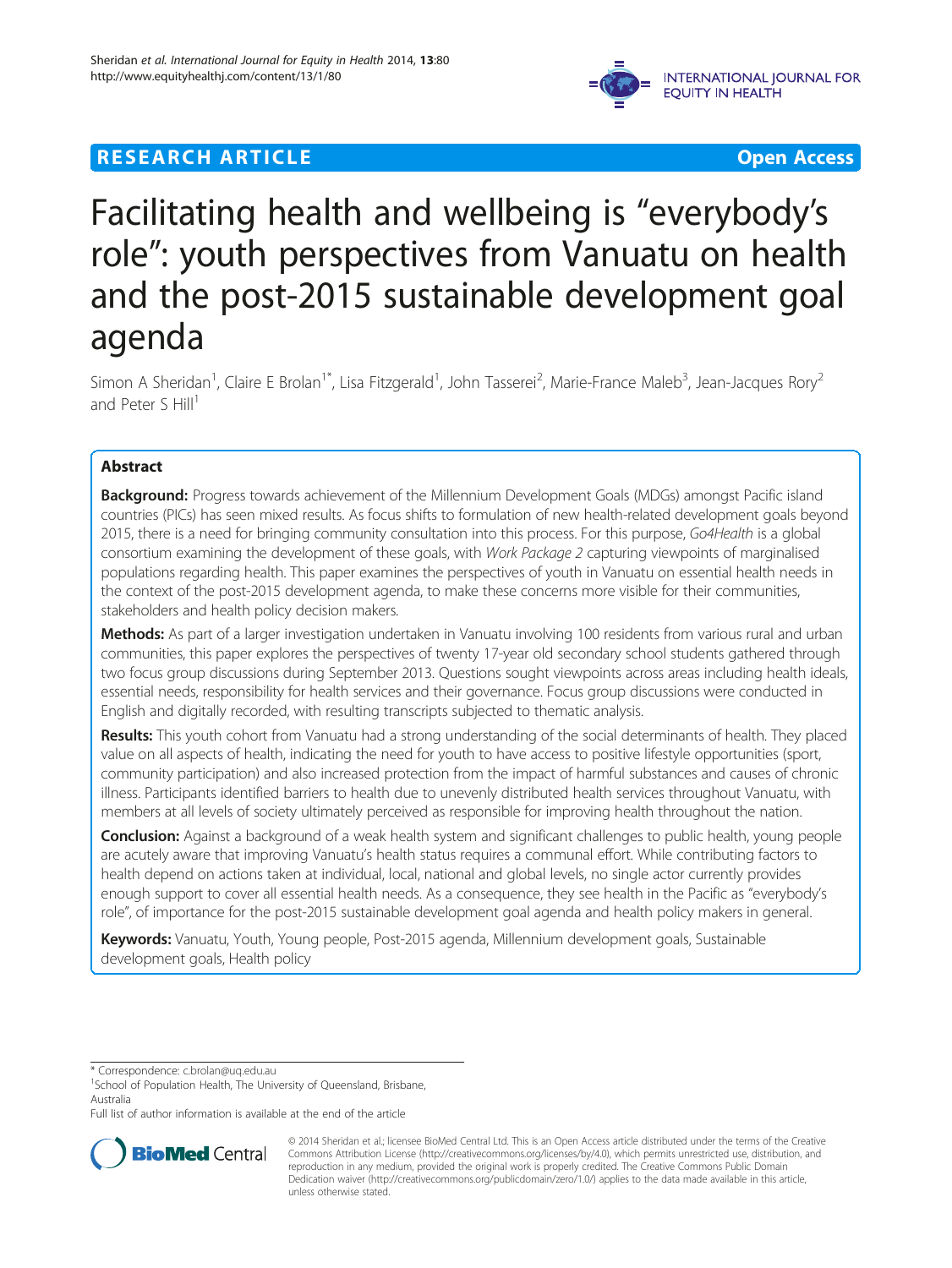**RESEARCH ARTICLE** **Open Access**

# Facilitating health and wellbeing is "everybody's role": youth perspectives from Vanuatu on health and the post-2015 sustainable development goal agenda

Simon A Sheridan[1], Claire E Brolan[1*], Lisa Fitzgerald[1], John Tasserei[2], Marie-France Maleb[3], Jean-Jacques Rory[2] and Peter S Hill[1]

## Abstract

**Background:** Progress towards achievement of the Millennium Development Goals (MDGs) amongst Pacific island countries (PICs) has seen mixed results. As focus shifts to formulation of new health-related development goals beyond 2015, there is a need for bringing community consultation into this process. For this purpose, *Go4Health* is a global consortium examining the development of these goals, with *Work Package 2* capturing viewpoints of marginalised populations regarding health. This paper examines the perspectives of youth in Vanuatu on essential health needs in the context of the post-2015 development agenda, to make these concerns more visible for their communities, stakeholders and health policy decision makers.

**Methods:** As part of a larger investigation undertaken in Vanuatu involving 100 residents from various rural and urban communities, this paper explores the perspectives of twenty 17-year old secondary school students gathered through two focus group discussions during September 2013. Questions sought viewpoints across areas including health ideals, essential needs, responsibility for health services and their governance. Focus group discussions were conducted in English and digitally recorded, with resulting transcripts subjected to thematic analysis.

**Results:** This youth cohort from Vanuatu had a strong understanding of the social determinants of health. They placed value on all aspects of health, indicating the need for youth to have access to positive lifestyle opportunities (sport, community participation) and also increased protection from the impact of harmful substances and causes of chronic illness. Participants identified barriers to health due to unevenly distributed health services throughout Vanuatu, with members at all levels of society ultimately perceived as responsible for improving health throughout the nation.

**Conclusion:** Against a background of a weak health system and significant challenges to public health, young people are acutely aware that improving Vanuatu's health status requires a communal effort. While contributing factors to health depend on actions taken at individual, local, national and global levels, no single actor currently provides enough support to cover all essential health needs. As a consequence, they see health in the Pacific as "everybody's role", of importance for the post-2015 sustainable development goal agenda and health policy makers in general.

**Keywords:** Vanuatu, Youth, Young people, Post-2015 agenda, Millennium development goals, Sustainable development goals, Health policy

\* Correspondence: c.brolan@uq.edu.au
[1]School of Population Health, The University of Queensland, Brisbane, Australia
Full list of author information is available at the end of the article

© 2014 Sheridan et al.; licensee BioMed Central Ltd. This is an Open Access article distributed under the terms of the Creative Commons Attribution License (http://creativecommons.org/licenses/by/4.0), which permits unrestricted use, distribution, and reproduction in any medium, provided the original work is properly credited. The Creative Commons Public Domain Dedication waiver (http://creativecommons.org/publicdomain/zero/1.0/) applies to the data made available in this article, unless otherwise stated.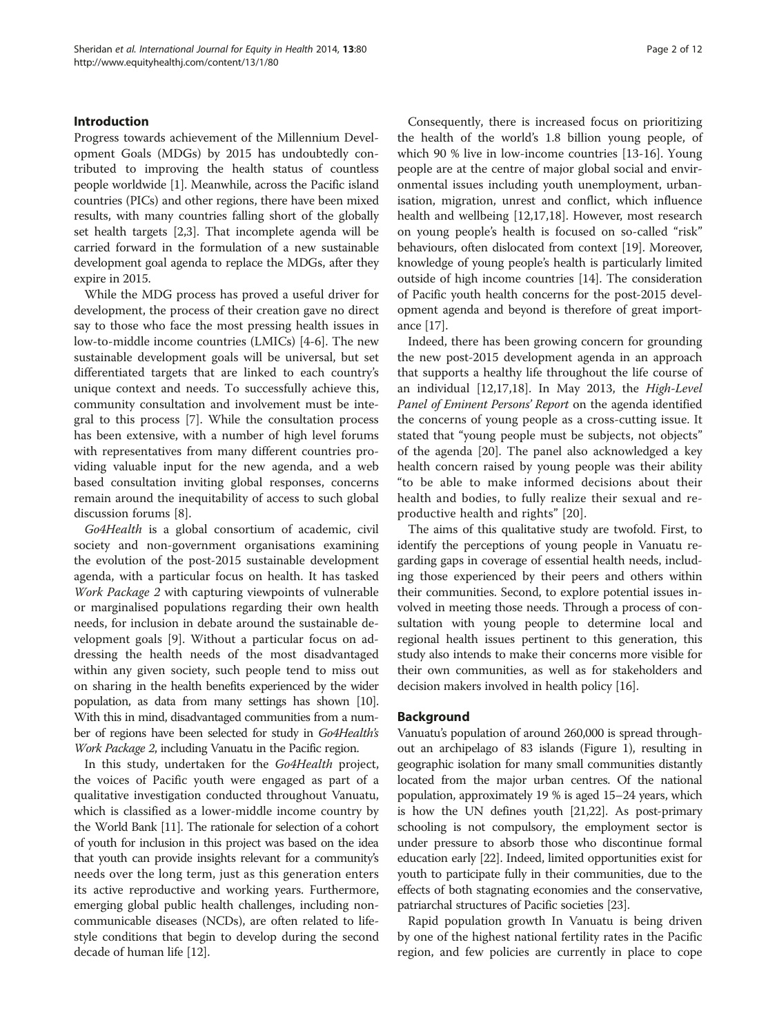## Introduction

Progress towards achievement of the Millennium Development Goals (MDGs) by 2015 has undoubtedly contributed to improving the health status of countless people worldwide [1]. Meanwhile, across the Pacific island countries (PICs) and other regions, there have been mixed results, with many countries falling short of the globally set health targets [2,3]. That incomplete agenda will be carried forward in the formulation of a new sustainable development goal agenda to replace the MDGs, after they expire in 2015.

While the MDG process has proved a useful driver for development, the process of their creation gave no direct say to those who face the most pressing health issues in low-to-middle income countries (LMICs) [4-6]. The new sustainable development goals will be universal, but set differentiated targets that are linked to each country's unique context and needs. To successfully achieve this, community consultation and involvement must be integral to this process [7]. While the consultation process has been extensive, with a number of high level forums with representatives from many different countries providing valuable input for the new agenda, and a web based consultation inviting global responses, concerns remain around the inequitability of access to such global discussion forums [8].

*Go4Health* is a global consortium of academic, civil society and non-government organisations examining the evolution of the post-2015 sustainable development agenda, with a particular focus on health. It has tasked *Work Package 2* with capturing viewpoints of vulnerable or marginalised populations regarding their own health needs, for inclusion in debate around the sustainable development goals [9]. Without a particular focus on addressing the health needs of the most disadvantaged within any given society, such people tend to miss out on sharing in the health benefits experienced by the wider population, as data from many settings has shown [10]. With this in mind, disadvantaged communities from a number of regions have been selected for study in *Go4Health's Work Package 2*, including Vanuatu in the Pacific region.

In this study, undertaken for the *Go4Health* project, the voices of Pacific youth were engaged as part of a qualitative investigation conducted throughout Vanuatu, which is classified as a lower-middle income country by the World Bank [11]. The rationale for selection of a cohort of youth for inclusion in this project was based on the idea that youth can provide insights relevant for a community's needs over the long term, just as this generation enters its active reproductive and working years. Furthermore, emerging global public health challenges, including non-communicable diseases (NCDs), are often related to lifestyle conditions that begin to develop during the second decade of human life [12].

Consequently, there is increased focus on prioritizing the health of the world's 1.8 billion young people, of which 90 % live in low-income countries [13-16]. Young people are at the centre of major global social and environmental issues including youth unemployment, urbanisation, migration, unrest and conflict, which influence health and wellbeing [12,17,18]. However, most research on young people's health is focused on so-called "risk" behaviours, often dislocated from context [19]. Moreover, knowledge of young people's health is particularly limited outside of high income countries [14]. The consideration of Pacific youth health concerns for the post-2015 development agenda and beyond is therefore of great importance [17].

Indeed, there has been growing concern for grounding the new post-2015 development agenda in an approach that supports a healthy life throughout the life course of an individual [12,17,18]. In May 2013, the *High-Level Panel of Eminent Persons' Report* on the agenda identified the concerns of young people as a cross-cutting issue. It stated that "young people must be subjects, not objects" of the agenda [20]. The panel also acknowledged a key health concern raised by young people was their ability "to be able to make informed decisions about their health and bodies, to fully realize their sexual and reproductive health and rights" [20].

The aims of this qualitative study are twofold. First, to identify the perceptions of young people in Vanuatu regarding gaps in coverage of essential health needs, including those experienced by their peers and others within their communities. Second, to explore potential issues involved in meeting those needs. Through a process of consultation with young people to determine local and regional health issues pertinent to this generation, this study also intends to make their concerns more visible for their own communities, as well as for stakeholders and decision makers involved in health policy [16].

## Background

Vanuatu's population of around 260,000 is spread throughout an archipelago of 83 islands (Figure 1), resulting in geographic isolation for many small communities distantly located from the major urban centres. Of the national population, approximately 19 % is aged 15–24 years, which is how the UN defines youth [21,22]. As post-primary schooling is not compulsory, the employment sector is under pressure to absorb those who discontinue formal education early [22]. Indeed, limited opportunities exist for youth to participate fully in their communities, due to the effects of both stagnating economies and the conservative, patriarchal structures of Pacific societies [23].

Rapid population growth In Vanuatu is being driven by one of the highest national fertility rates in the Pacific region, and few policies are currently in place to cope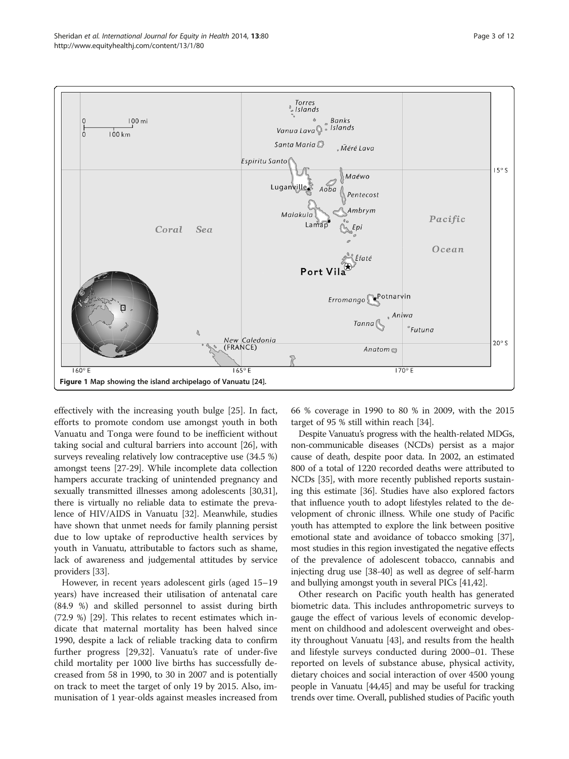Figure 1 Map showing the island archipelago of Vanuatu [24].

effectively with the increasing youth bulge [25]. In fact, efforts to promote condom use amongst youth in both Vanuatu and Tonga were found to be inefficient without taking social and cultural barriers into account [26], with surveys revealing relatively low contraceptive use (34.5 %) amongst teens [27-29]. While incomplete data collection hampers accurate tracking of unintended pregnancy and sexually transmitted illnesses among adolescents [30,31], there is virtually no reliable data to estimate the prevalence of HIV/AIDS in Vanuatu [32]. Meanwhile, studies have shown that unmet needs for family planning persist due to low uptake of reproductive health services by youth in Vanuatu, attributable to factors such as shame, lack of awareness and judgemental attitudes by service providers [33].

However, in recent years adolescent girls (aged 15–19 years) have increased their utilisation of antenatal care (84.9 %) and skilled personnel to assist during birth (72.9 %) [29]. This relates to recent estimates which indicate that maternal mortality has been halved since 1990, despite a lack of reliable tracking data to confirm further progress [29,32]. Vanuatu's rate of under-five child mortality per 1000 live births has successfully decreased from 58 in 1990, to 30 in 2007 and is potentially on track to meet the target of only 19 by 2015. Also, immunisation of 1 year-olds against measles increased from 66 % coverage in 1990 to 80 % in 2009, with the 2015 target of 95 % still within reach [34].

Despite Vanuatu's progress with the health-related MDGs, non-communicable diseases (NCDs) persist as a major cause of death, despite poor data. In 2002, an estimated 800 of a total of 1220 recorded deaths were attributed to NCDs [35], with more recently published reports sustaining this estimate [36]. Studies have also explored factors that influence youth to adopt lifestyles related to the development of chronic illness. While one study of Pacific youth has attempted to explore the link between positive emotional state and avoidance of tobacco smoking [37], most studies in this region investigated the negative effects of the prevalence of adolescent tobacco, cannabis and injecting drug use [38-40] as well as degree of self-harm and bullying amongst youth in several PICs [41,42].

Other research on Pacific youth health has generated biometric data. This includes anthropometric surveys to gauge the effect of various levels of economic development on childhood and adolescent overweight and obesity throughout Vanuatu [43], and results from the health and lifestyle surveys conducted during 2000–01. These reported on levels of substance abuse, physical activity, dietary choices and social interaction of over 4500 young people in Vanuatu [44,45] and may be useful for tracking trends over time. Overall, published studies of Pacific youth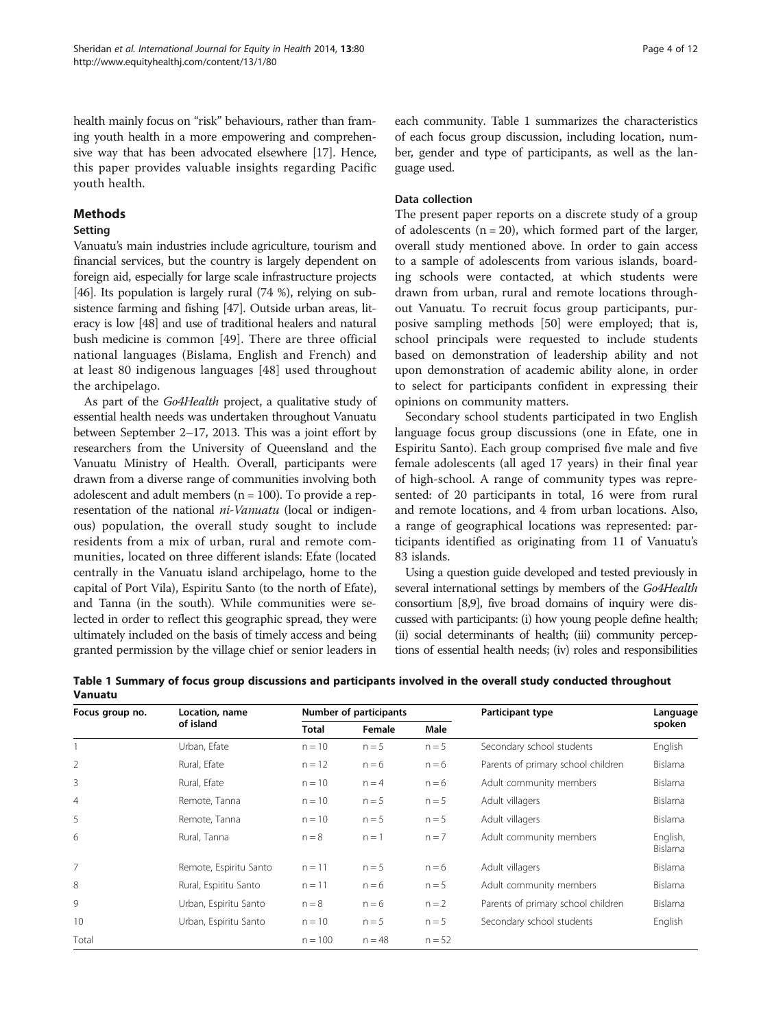health mainly focus on "risk" behaviours, rather than framing youth health in a more empowering and comprehensive way that has been advocated elsewhere [17]. Hence, this paper provides valuable insights regarding Pacific youth health.

## Methods

### Setting

Vanuatu's main industries include agriculture, tourism and financial services, but the country is largely dependent on foreign aid, especially for large scale infrastructure projects [46]. Its population is largely rural (74 %), relying on subsistence farming and fishing [47]. Outside urban areas, literacy is low [48] and use of traditional healers and natural bush medicine is common [49]. There are three official national languages (Bislama, English and French) and at least 80 indigenous languages [48] used throughout the archipelago.

As part of the *Go4Health* project, a qualitative study of essential health needs was undertaken throughout Vanuatu between September 2–17, 2013. This was a joint effort by researchers from the University of Queensland and the Vanuatu Ministry of Health. Overall, participants were drawn from a diverse range of communities involving both adolescent and adult members (n = 100). To provide a representation of the national *ni-Vanuatu* (local or indigenous) population, the overall study sought to include residents from a mix of urban, rural and remote communities, located on three different islands: Efate (located centrally in the Vanuatu island archipelago, home to the capital of Port Vila), Espiritu Santo (to the north of Efate), and Tanna (in the south). While communities were selected in order to reflect this geographic spread, they were ultimately included on the basis of timely access and being granted permission by the village chief or senior leaders in each community. Table 1 summarizes the characteristics of each focus group discussion, including location, number, gender and type of participants, as well as the language used.

### Data collection

The present paper reports on a discrete study of a group of adolescents (n = 20), which formed part of the larger, overall study mentioned above. In order to gain access to a sample of adolescents from various islands, boarding schools were contacted, at which students were drawn from urban, rural and remote locations throughout Vanuatu. To recruit focus group participants, purposive sampling methods [50] were employed; that is, school principals were requested to include students based on demonstration of leadership ability and not upon demonstration of academic ability alone, in order to select for participants confident in expressing their opinions on community matters.

Secondary school students participated in two English language focus group discussions (one in Efate, one in Espiritu Santo). Each group comprised five male and five female adolescents (all aged 17 years) in their final year of high-school. A range of community types was represented: of 20 participants in total, 16 were from rural and remote locations, and 4 from urban locations. Also, a range of geographical locations was represented: participants identified as originating from 11 of Vanuatu's 83 islands.

Using a question guide developed and tested previously in several international settings by members of the *Go4Health* consortium [8,9], five broad domains of inquiry were discussed with participants: (i) how young people define health; (ii) social determinants of health; (iii) community perceptions of essential health needs; (iv) roles and responsibilities

**Table 1 Summary of focus group discussions and participants involved in the overall study conducted throughout Vanuatu**

| Focus group no. | Location, name of island | Number of participants | | | Participant type | Language spoken |
|---|---|---|---|---|---|---|
| | | Total | Female | Male | | |
| 1 | Urban, Efate | n = 10 | n = 5 | n = 5 | Secondary school students | English |
| 2 | Rural, Efate | n = 12 | n = 6 | n = 6 | Parents of primary school children | Bislama |
| 3 | Rural, Efate | n = 10 | n = 4 | n = 6 | Adult community members | Bislama |
| 4 | Remote, Tanna | n = 10 | n = 5 | n = 5 | Adult villagers | Bislama |
| 5 | Remote, Tanna | n = 10 | n = 5 | n = 5 | Adult villagers | Bislama |
| 6 | Rural, Tanna | n = 8 | n = 1 | n = 7 | Adult community members | English, Bislama |
| 7 | Remote, Espiritu Santo | n = 11 | n = 5 | n = 6 | Adult villagers | Bislama |
| 8 | Rural, Espiritu Santo | n = 11 | n = 6 | n = 5 | Adult community members | Bislama |
| 9 | Urban, Espiritu Santo | n = 8 | n = 6 | n = 2 | Parents of primary school children | Bislama |
| 10 | Urban, Espiritu Santo | n = 10 | n = 5 | n = 5 | Secondary school students | English |
| Total | | n = 100 | n = 48 | n = 52 | | |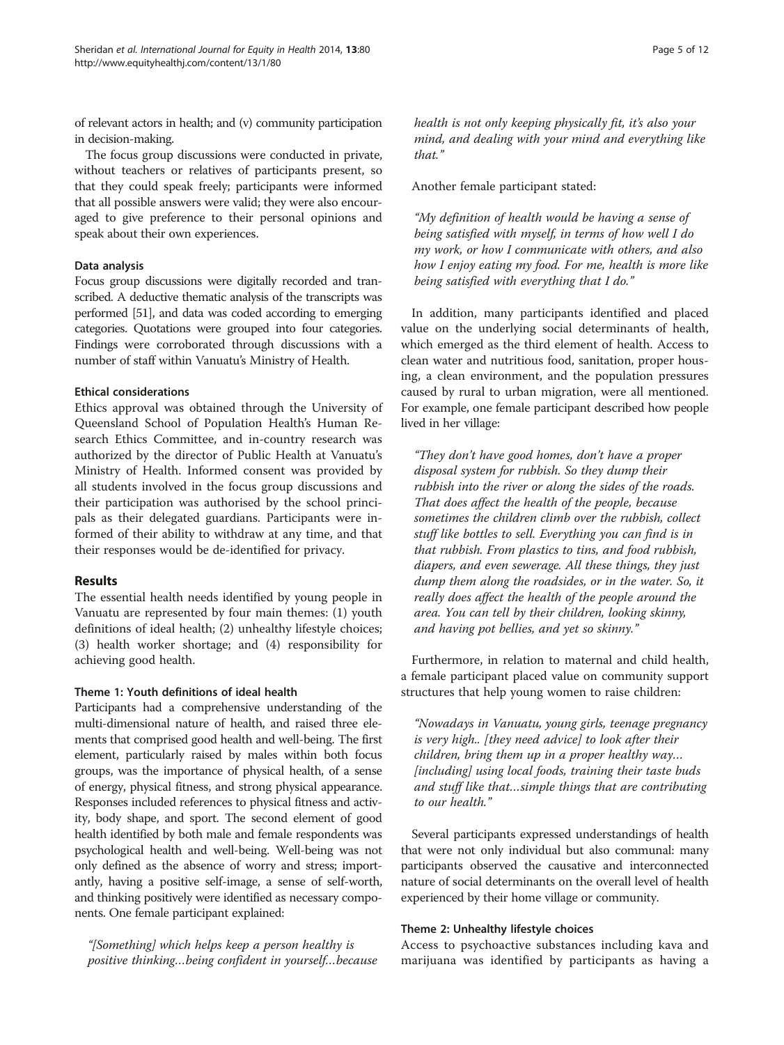of relevant actors in health; and (v) community participation in decision-making.

The focus group discussions were conducted in private, without teachers or relatives of participants present, so that they could speak freely; participants were informed that all possible answers were valid; they were also encouraged to give preference to their personal opinions and speak about their own experiences.

### Data analysis

Focus group discussions were digitally recorded and transcribed. A deductive thematic analysis of the transcripts was performed [51], and data was coded according to emerging categories. Quotations were grouped into four categories. Findings were corroborated through discussions with a number of staff within Vanuatu's Ministry of Health.

### Ethical considerations

Ethics approval was obtained through the University of Queensland School of Population Health's Human Research Ethics Committee, and in-country research was authorized by the director of Public Health at Vanuatu's Ministry of Health. Informed consent was provided by all students involved in the focus group discussions and their participation was authorised by the school principals as their delegated guardians. Participants were informed of their ability to withdraw at any time, and that their responses would be de-identified for privacy.

## Results

The essential health needs identified by young people in Vanuatu are represented by four main themes: (1) youth definitions of ideal health; (2) unhealthy lifestyle choices; (3) health worker shortage; and (4) responsibility for achieving good health.

### Theme 1: Youth definitions of ideal health

Participants had a comprehensive understanding of the multi-dimensional nature of health, and raised three elements that comprised good health and well-being. The first element, particularly raised by males within both focus groups, was the importance of physical health, of a sense of energy, physical fitness, and strong physical appearance. Responses included references to physical fitness and activity, body shape, and sport. The second element of good health identified by both male and female respondents was psychological health and well-being. Well-being was not only defined as the absence of worry and stress; importantly, having a positive self-image, a sense of self-worth, and thinking positively were identified as necessary components. One female participant explained:

> *"[Something] which helps keep a person healthy is positive thinking…being confident in yourself…because health is not only keeping physically fit, it's also your mind, and dealing with your mind and everything like that."*

Another female participant stated:

> *"My definition of health would be having a sense of being satisfied with myself, in terms of how well I do my work, or how I communicate with others, and also how I enjoy eating my food. For me, health is more like being satisfied with everything that I do."*

In addition, many participants identified and placed value on the underlying social determinants of health, which emerged as the third element of health. Access to clean water and nutritious food, sanitation, proper housing, a clean environment, and the population pressures caused by rural to urban migration, were all mentioned. For example, one female participant described how people lived in her village:

> *"They don't have good homes, don't have a proper disposal system for rubbish. So they dump their rubbish into the river or along the sides of the roads. That does affect the health of the people, because sometimes the children climb over the rubbish, collect stuff like bottles to sell. Everything you can find is in that rubbish. From plastics to tins, and food rubbish, diapers, and even sewerage. All these things, they just dump them along the roadsides, or in the water. So, it really does affect the health of the people around the area. You can tell by their children, looking skinny, and having pot bellies, and yet so skinny."*

Furthermore, in relation to maternal and child health, a female participant placed value on community support structures that help young women to raise children:

> *"Nowadays in Vanuatu, young girls, teenage pregnancy is very high.. [they need advice] to look after their children, bring them up in a proper healthy way… [including] using local foods, training their taste buds and stuff like that…simple things that are contributing to our health."*

Several participants expressed understandings of health that were not only individual but also communal: many participants observed the causative and interconnected nature of social determinants on the overall level of health experienced by their home village or community.

### Theme 2: Unhealthy lifestyle choices

Access to psychoactive substances including kava and marijuana was identified by participants as having a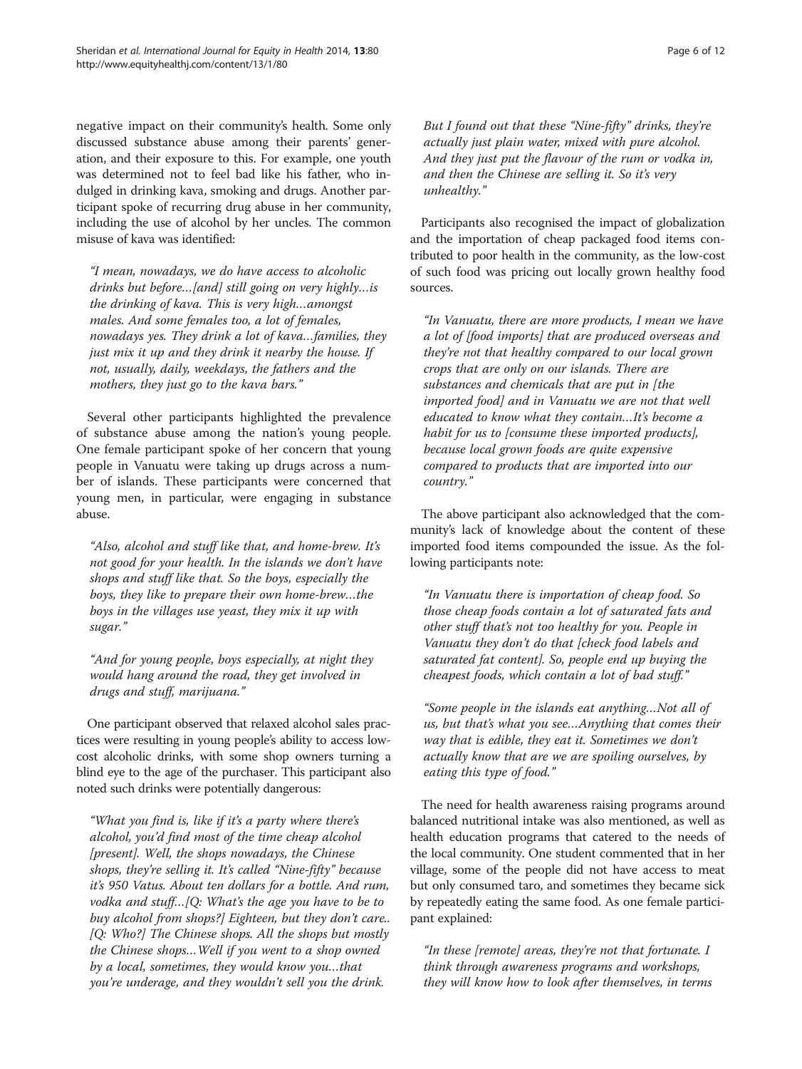negative impact on their community's health. Some only discussed substance abuse among their parents' generation, and their exposure to this. For example, one youth was determined not to feel bad like his father, who indulged in drinking kava, smoking and drugs. Another participant spoke of recurring drug abuse in her community, including the use of alcohol by her uncles. The common misuse of kava was identified:

*"I mean, nowadays, we do have access to alcoholic drinks but before…[and] still going on very highly…is the drinking of kava. This is very high…amongst males. And some females too, a lot of females, nowadays yes. They drink a lot of kava…families, they just mix it up and they drink it nearby the house. If not, usually, daily, weekdays, the fathers and the mothers, they just go to the kava bars."*

Several other participants highlighted the prevalence of substance abuse among the nation's young people. One female participant spoke of her concern that young people in Vanuatu were taking up drugs across a number of islands. These participants were concerned that young men, in particular, were engaging in substance abuse.

*"Also, alcohol and stuff like that, and home-brew. It's not good for your health. In the islands we don't have shops and stuff like that. So the boys, especially the boys, they like to prepare their own home-brew…the boys in the villages use yeast, they mix it up with sugar."*

*"And for young people, boys especially, at night they would hang around the road, they get involved in drugs and stuff, marijuana."*

One participant observed that relaxed alcohol sales practices were resulting in young people's ability to access low-cost alcoholic drinks, with some shop owners turning a blind eye to the age of the purchaser. This participant also noted such drinks were potentially dangerous:

*"What you find is, like if it's a party where there's alcohol, you'd find most of the time cheap alcohol [present]. Well, the shops nowadays, the Chinese shops, they're selling it. It's called "Nine-fifty" because it's 950 Vatus. About ten dollars for a bottle. And rum, vodka and stuff…[Q: What's the age you have to be to buy alcohol from shops?] Eighteen, but they don't care.. [Q: Who?] The Chinese shops. All the shops but mostly the Chinese shops…Well if you went to a shop owned by a local, sometimes, they would know you…that you're underage, and they wouldn't sell you the drink. But I found out that these "Nine-fifty" drinks, they're actually just plain water, mixed with pure alcohol. And they just put the flavour of the rum or vodka in, and then the Chinese are selling it. So it's very unhealthy."*

Participants also recognised the impact of globalization and the importation of cheap packaged food items contributed to poor health in the community, as the low-cost of such food was pricing out locally grown healthy food sources.

*"In Vanuatu, there are more products, I mean we have a lot of [food imports] that are produced overseas and they're not that healthy compared to our local grown crops that are only on our islands. There are substances and chemicals that are put in [the imported food] and in Vanuatu we are not that well educated to know what they contain…It's become a habit for us to [consume these imported products], because local grown foods are quite expensive compared to products that are imported into our country."*

The above participant also acknowledged that the community's lack of knowledge about the content of these imported food items compounded the issue. As the following participants note:

*"In Vanuatu there is importation of cheap food. So those cheap foods contain a lot of saturated fats and other stuff that's not too healthy for you. People in Vanuatu they don't do that [check food labels and saturated fat content]. So, people end up buying the cheapest foods, which contain a lot of bad stuff."*

*"Some people in the islands eat anything…Not all of us, but that's what you see…Anything that comes their way that is edible, they eat it. Sometimes we don't actually know that are we are spoiling ourselves, by eating this type of food."*

The need for health awareness raising programs around balanced nutritional intake was also mentioned, as well as health education programs that catered to the needs of the local community. One student commented that in her village, some of the people did not have access to meat but only consumed taro, and sometimes they became sick by repeatedly eating the same food. As one female participant explained:

*"In these [remote] areas, they're not that fortunate. I think through awareness programs and workshops, they will know how to look after themselves, in terms*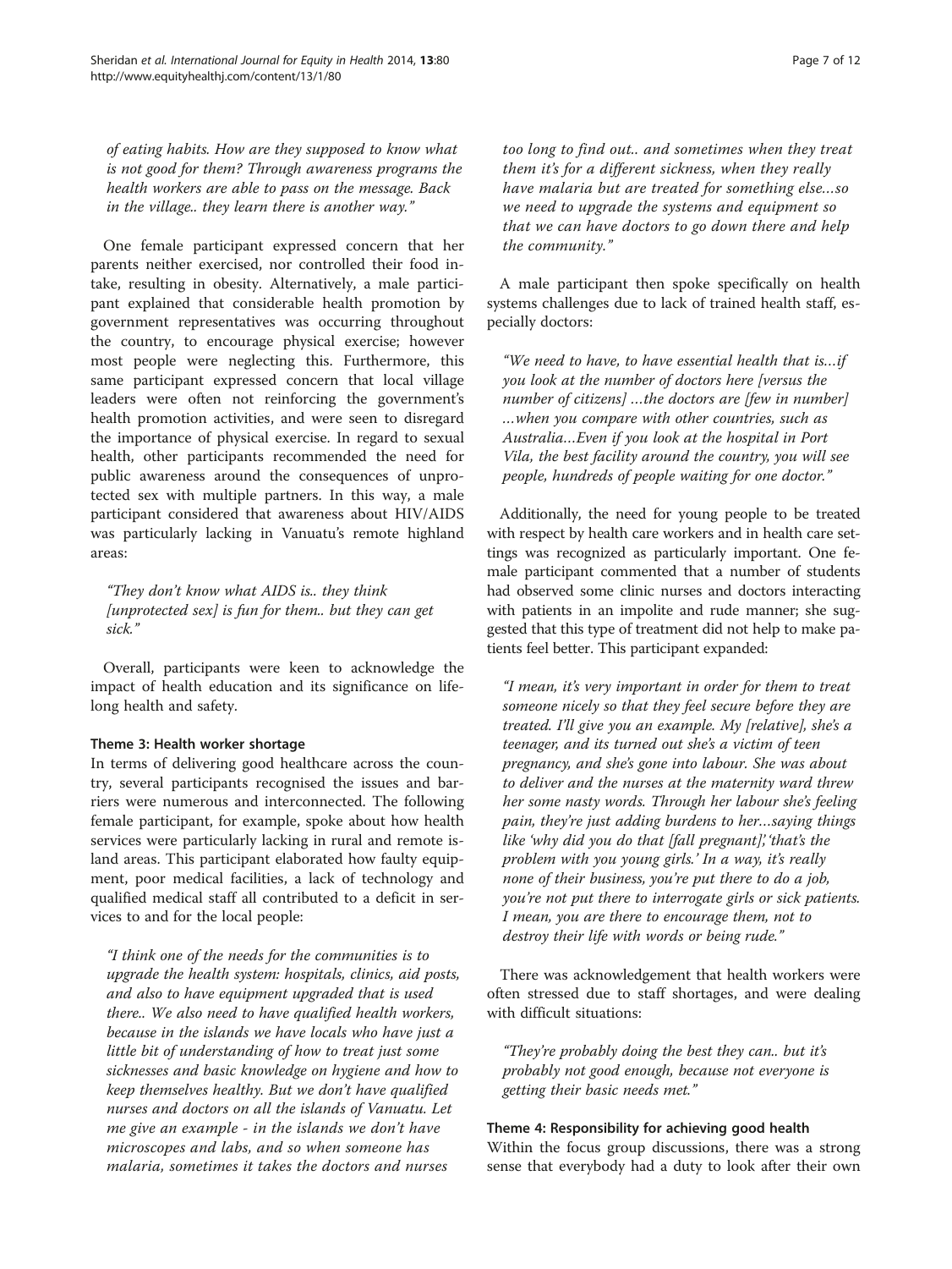*of eating habits. How are they supposed to know what is not good for them? Through awareness programs the health workers are able to pass on the message. Back in the village.. they learn there is another way."*

One female participant expressed concern that her parents neither exercised, nor controlled their food intake, resulting in obesity. Alternatively, a male participant explained that considerable health promotion by government representatives was occurring throughout the country, to encourage physical exercise; however most people were neglecting this. Furthermore, this same participant expressed concern that local village leaders were often not reinforcing the government's health promotion activities, and were seen to disregard the importance of physical exercise. In regard to sexual health, other participants recommended the need for public awareness around the consequences of unprotected sex with multiple partners. In this way, a male participant considered that awareness about HIV/AIDS was particularly lacking in Vanuatu's remote highland areas:

> *"They don't know what AIDS is.. they think [unprotected sex] is fun for them.. but they can get sick."*

Overall, participants were keen to acknowledge the impact of health education and its significance on lifelong health and safety.

#### Theme 3: Health worker shortage

In terms of delivering good healthcare across the country, several participants recognised the issues and barriers were numerous and interconnected. The following female participant, for example, spoke about how health services were particularly lacking in rural and remote island areas. This participant elaborated how faulty equipment, poor medical facilities, a lack of technology and qualified medical staff all contributed to a deficit in services to and for the local people:

> *"I think one of the needs for the communities is to upgrade the health system: hospitals, clinics, aid posts, and also to have equipment upgraded that is used there.. We also need to have qualified health workers, because in the islands we have locals who have just a little bit of understanding of how to treat just some sicknesses and basic knowledge on hygiene and how to keep themselves healthy. But we don't have qualified nurses and doctors on all the islands of Vanuatu. Let me give an example - in the islands we don't have microscopes and labs, and so when someone has malaria, sometimes it takes the doctors and nurses too long to find out.. and sometimes when they treat them it's for a different sickness, when they really have malaria but are treated for something else…so we need to upgrade the systems and equipment so that we can have doctors to go down there and help the community."*

A male participant then spoke specifically on health systems challenges due to lack of trained health staff, especially doctors:

> *"We need to have, to have essential health that is…if you look at the number of doctors here [versus the number of citizens] …the doctors are [few in number] …when you compare with other countries, such as Australia…Even if you look at the hospital in Port Vila, the best facility around the country, you will see people, hundreds of people waiting for one doctor."*

Additionally, the need for young people to be treated with respect by health care workers and in health care settings was recognized as particularly important. One female participant commented that a number of students had observed some clinic nurses and doctors interacting with patients in an impolite and rude manner; she suggested that this type of treatment did not help to make patients feel better. This participant expanded:

> *"I mean, it's very important in order for them to treat someone nicely so that they feel secure before they are treated. I'll give you an example. My [relative], she's a teenager, and its turned out she's a victim of teen pregnancy, and she's gone into labour. She was about to deliver and the nurses at the maternity ward threw her some nasty words. Through her labour she's feeling pain, they're just adding burdens to her…saying things like 'why did you do that [fall pregnant]','that's the problem with you young girls.' In a way, it's really none of their business, you're put there to do a job, you're not put there to interrogate girls or sick patients. I mean, you are there to encourage them, not to destroy their life with words or being rude."*

There was acknowledgement that health workers were often stressed due to staff shortages, and were dealing with difficult situations:

> *"They're probably doing the best they can.. but it's probably not good enough, because not everyone is getting their basic needs met."*

#### Theme 4: Responsibility for achieving good health

Within the focus group discussions, there was a strong sense that everybody had a duty to look after their own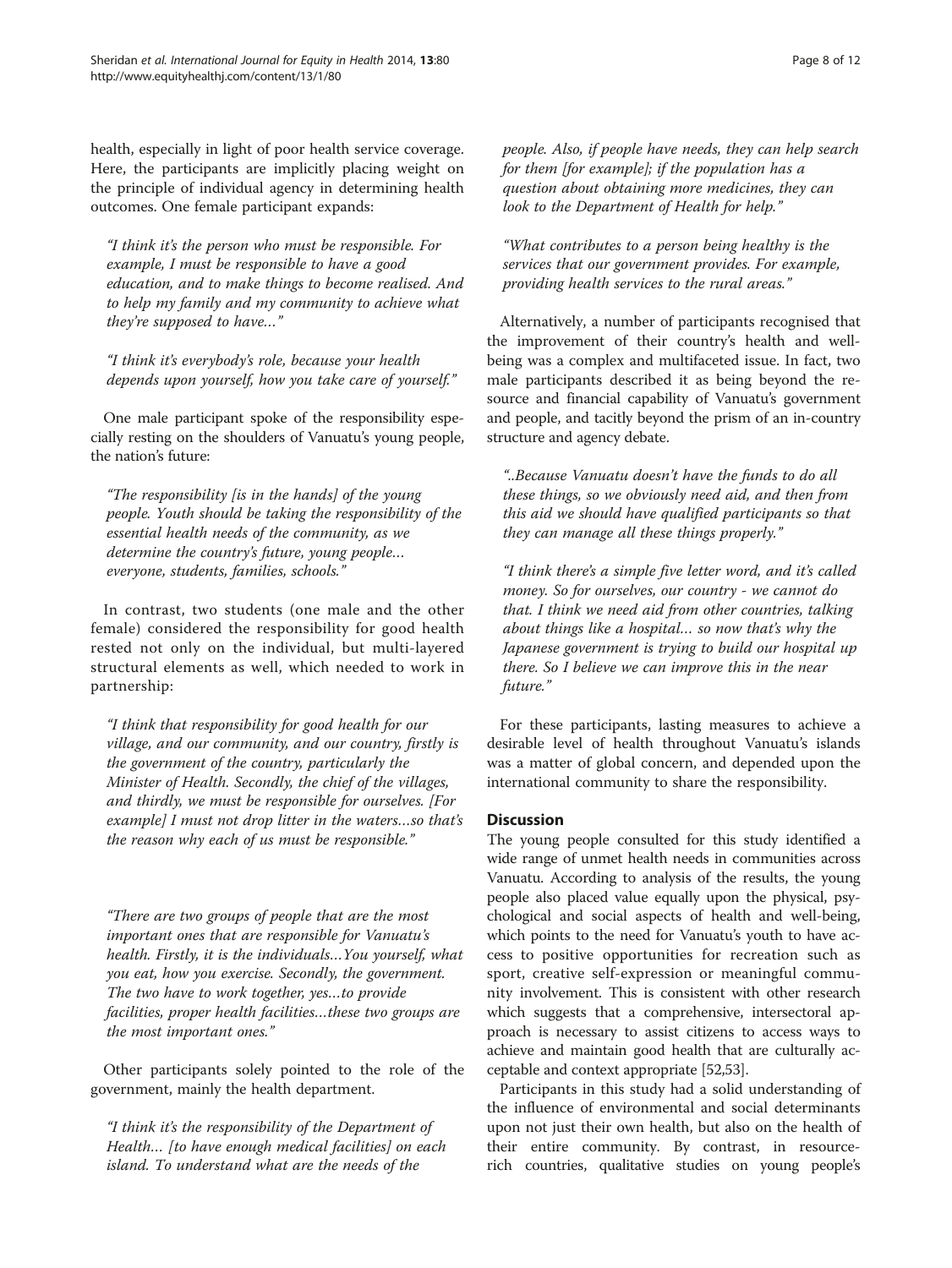health, especially in light of poor health service coverage. Here, the participants are implicitly placing weight on the principle of individual agency in determining health outcomes. One female participant expands:

> *"I think it's the person who must be responsible. For example, I must be responsible to have a good education, and to make things to become realised. And to help my family and my community to achieve what they're supposed to have…"*

> *"I think it's everybody's role, because your health depends upon yourself, how you take care of yourself."*

One male participant spoke of the responsibility especially resting on the shoulders of Vanuatu's young people, the nation's future:

> *"The responsibility [is in the hands] of the young people. Youth should be taking the responsibility of the essential health needs of the community, as we determine the country's future, young people… everyone, students, families, schools."*

In contrast, two students (one male and the other female) considered the responsibility for good health rested not only on the individual, but multi-layered structural elements as well, which needed to work in partnership:

> *"I think that responsibility for good health for our village, and our community, and our country, firstly is the government of the country, particularly the Minister of Health. Secondly, the chief of the villages, and thirdly, we must be responsible for ourselves. [For example] I must not drop litter in the waters…so that's the reason why each of us must be responsible."*

> *"There are two groups of people that are the most important ones that are responsible for Vanuatu's health. Firstly, it is the individuals…You yourself, what you eat, how you exercise. Secondly, the government. The two have to work together, yes…to provide facilities, proper health facilities…these two groups are the most important ones."*

Other participants solely pointed to the role of the government, mainly the health department.

> *"I think it's the responsibility of the Department of Health… [to have enough medical facilities] on each island. To understand what are the needs of the people. Also, if people have needs, they can help search for them [for example]; if the population has a question about obtaining more medicines, they can look to the Department of Health for help."*

> *"What contributes to a person being healthy is the services that our government provides. For example, providing health services to the rural areas."*

Alternatively, a number of participants recognised that the improvement of their country's health and well-being was a complex and multifaceted issue. In fact, two male participants described it as being beyond the resource and financial capability of Vanuatu's government and people, and tacitly beyond the prism of an in-country structure and agency debate.

> *"..Because Vanuatu doesn't have the funds to do all these things, so we obviously need aid, and then from this aid we should have qualified participants so that they can manage all these things properly."*

> *"I think there's a simple five letter word, and it's called money. So for ourselves, our country - we cannot do that. I think we need aid from other countries, talking about things like a hospital… so now that's why the Japanese government is trying to build our hospital up there. So I believe we can improve this in the near future."*

For these participants, lasting measures to achieve a desirable level of health throughout Vanuatu's islands was a matter of global concern, and depended upon the international community to share the responsibility.

## Discussion

The young people consulted for this study identified a wide range of unmet health needs in communities across Vanuatu. According to analysis of the results, the young people also placed value equally upon the physical, psychological and social aspects of health and well-being, which points to the need for Vanuatu's youth to have access to positive opportunities for recreation such as sport, creative self-expression or meaningful community involvement. This is consistent with other research which suggests that a comprehensive, intersectoral approach is necessary to assist citizens to access ways to achieve and maintain good health that are culturally acceptable and context appropriate [52,53].

Participants in this study had a solid understanding of the influence of environmental and social determinants upon not just their own health, but also on the health of their entire community. By contrast, in resource-rich countries, qualitative studies on young people's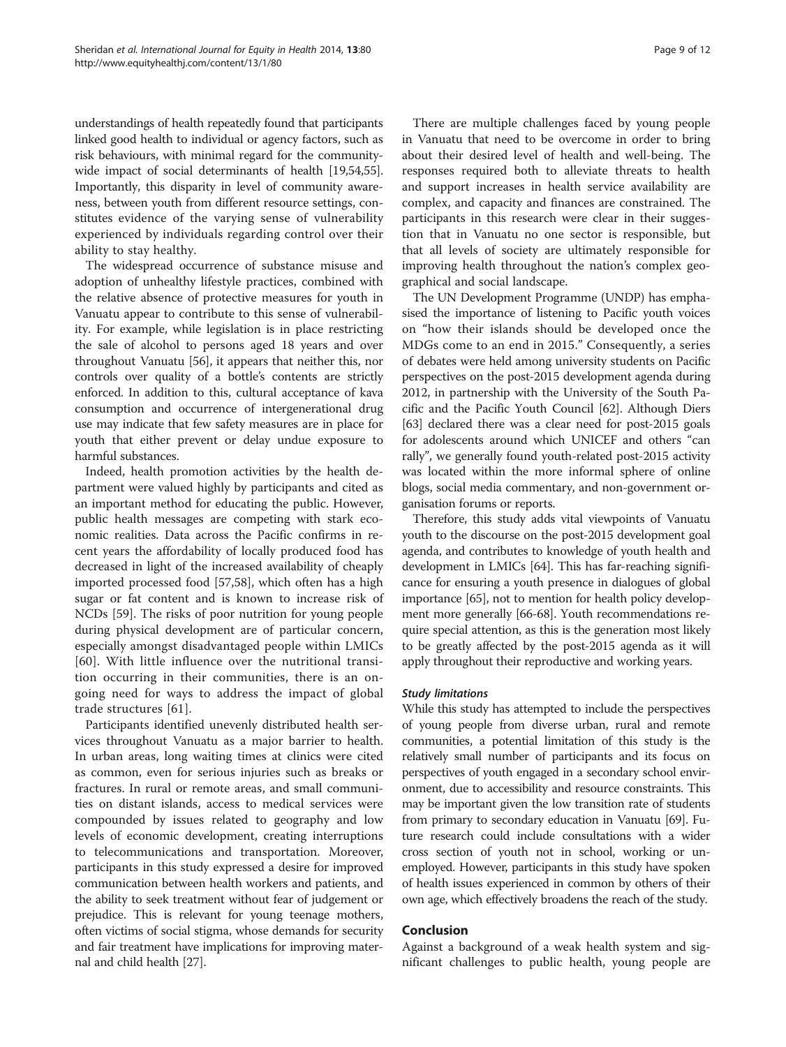understandings of health repeatedly found that participants linked good health to individual or agency factors, such as risk behaviours, with minimal regard for the community-wide impact of social determinants of health [19,54,55]. Importantly, this disparity in level of community awareness, between youth from different resource settings, constitutes evidence of the varying sense of vulnerability experienced by individuals regarding control over their ability to stay healthy.

The widespread occurrence of substance misuse and adoption of unhealthy lifestyle practices, combined with the relative absence of protective measures for youth in Vanuatu appear to contribute to this sense of vulnerability. For example, while legislation is in place restricting the sale of alcohol to persons aged 18 years and over throughout Vanuatu [56], it appears that neither this, nor controls over quality of a bottle's contents are strictly enforced. In addition to this, cultural acceptance of kava consumption and occurrence of intergenerational drug use may indicate that few safety measures are in place for youth that either prevent or delay undue exposure to harmful substances.

Indeed, health promotion activities by the health department were valued highly by participants and cited as an important method for educating the public. However, public health messages are competing with stark economic realities. Data across the Pacific confirms in recent years the affordability of locally produced food has decreased in light of the increased availability of cheaply imported processed food [57,58], which often has a high sugar or fat content and is known to increase risk of NCDs [59]. The risks of poor nutrition for young people during physical development are of particular concern, especially amongst disadvantaged people within LMICs [60]. With little influence over the nutritional transition occurring in their communities, there is an ongoing need for ways to address the impact of global trade structures [61].

Participants identified unevenly distributed health services throughout Vanuatu as a major barrier to health. In urban areas, long waiting times at clinics were cited as common, even for serious injuries such as breaks or fractures. In rural or remote areas, and small communities on distant islands, access to medical services were compounded by issues related to geography and low levels of economic development, creating interruptions to telecommunications and transportation. Moreover, participants in this study expressed a desire for improved communication between health workers and patients, and the ability to seek treatment without fear of judgement or prejudice. This is relevant for young teenage mothers, often victims of social stigma, whose demands for security and fair treatment have implications for improving maternal and child health [27].

There are multiple challenges faced by young people in Vanuatu that need to be overcome in order to bring about their desired level of health and well-being. The responses required both to alleviate threats to health and support increases in health service availability are complex, and capacity and finances are constrained. The participants in this research were clear in their suggestion that in Vanuatu no one sector is responsible, but that all levels of society are ultimately responsible for improving health throughout the nation's complex geographical and social landscape.

The UN Development Programme (UNDP) has emphasised the importance of listening to Pacific youth voices on "how their islands should be developed once the MDGs come to an end in 2015." Consequently, a series of debates were held among university students on Pacific perspectives on the post-2015 development agenda during 2012, in partnership with the University of the South Pacific and the Pacific Youth Council [62]. Although Diers [63] declared there was a clear need for post-2015 goals for adolescents around which UNICEF and others "can rally", we generally found youth-related post-2015 activity was located within the more informal sphere of online blogs, social media commentary, and non-government organisation forums or reports.

Therefore, this study adds vital viewpoints of Vanuatu youth to the discourse on the post-2015 development goal agenda, and contributes to knowledge of youth health and development in LMICs [64]. This has far-reaching significance for ensuring a youth presence in dialogues of global importance [65], not to mention for health policy development more generally [66-68]. Youth recommendations require special attention, as this is the generation most likely to be greatly affected by the post-2015 agenda as it will apply throughout their reproductive and working years.

### *Study limitations*

While this study has attempted to include the perspectives of young people from diverse urban, rural and remote communities, a potential limitation of this study is the relatively small number of participants and its focus on perspectives of youth engaged in a secondary school environment, due to accessibility and resource constraints. This may be important given the low transition rate of students from primary to secondary education in Vanuatu [69]. Future research could include consultations with a wider cross section of youth not in school, working or unemployed. However, participants in this study have spoken of health issues experienced in common by others of their own age, which effectively broadens the reach of the study.

## Conclusion

Against a background of a weak health system and significant challenges to public health, young people are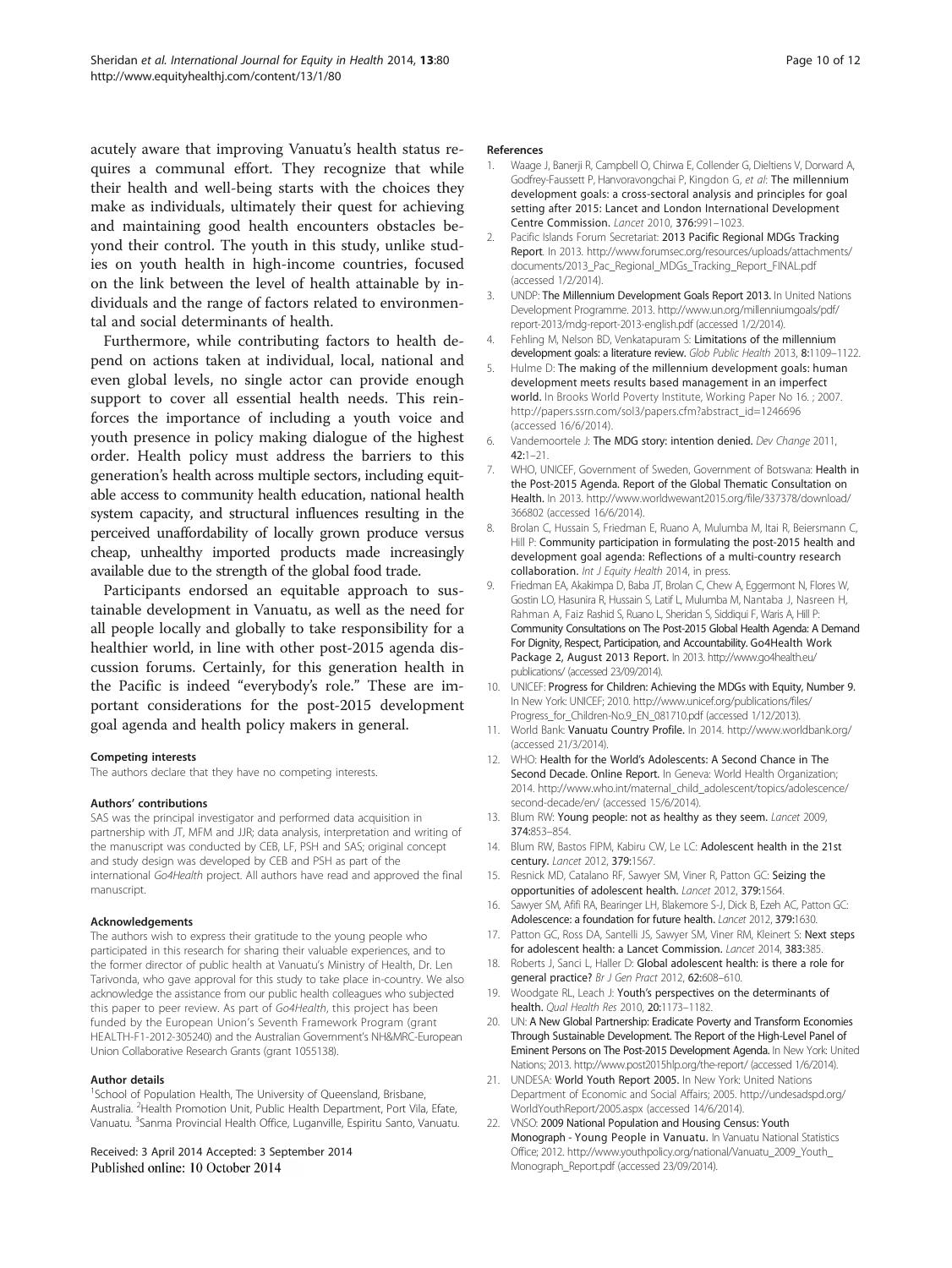acutely aware that improving Vanuatu's health status requires a communal effort. They recognize that while their health and well-being starts with the choices they make as individuals, ultimately their quest for achieving and maintaining good health encounters obstacles beyond their control. The youth in this study, unlike studies on youth health in high-income countries, focused on the link between the level of health attainable by individuals and the range of factors related to environmental and social determinants of health.

Furthermore, while contributing factors to health depend on actions taken at individual, local, national and even global levels, no single actor can provide enough support to cover all essential health needs. This reinforces the importance of including a youth voice and youth presence in policy making dialogue of the highest order. Health policy must address the barriers to this generation's health across multiple sectors, including equitable access to community health education, national health system capacity, and structural influences resulting in the perceived unaffordability of locally grown produce versus cheap, unhealthy imported products made increasingly available due to the strength of the global food trade.

Participants endorsed an equitable approach to sustainable development in Vanuatu, as well as the need for all people locally and globally to take responsibility for a healthier world, in line with other post-2015 agenda discussion forums. Certainly, for this generation health in the Pacific is indeed "everybody's role." These are important considerations for the post-2015 development goal agenda and health policy makers in general.

#### Competing interests

The authors declare that they have no competing interests.

#### Authors' contributions

SAS was the principal investigator and performed data acquisition in partnership with JT, MFM and JJR; data analysis, interpretation and writing of the manuscript was conducted by CEB, LF, PSH and SAS; original concept and study design was developed by CEB and PSH as part of the international *Go4Health* project. All authors have read and approved the final manuscript.

#### Acknowledgements

The authors wish to express their gratitude to the young people who participated in this research for sharing their valuable experiences, and to the former director of public health at Vanuatu's Ministry of Health, Dr. Len Tarivonda, who gave approval for this study to take place in-country. We also acknowledge the assistance from our public health colleagues who subjected this paper to peer review. As part of *Go4Health*, this project has been funded by the European Union's Seventh Framework Program (grant HEALTH-F1-2012-305240) and the Australian Government's NH&MRC-European Union Collaborative Research Grants (grant 1055138).

#### Author details

[1]School of Population Health, The University of Queensland, Brisbane, Australia. [2]Health Promotion Unit, Public Health Department, Port Vila, Efate, Vanuatu. [3]Sanma Provincial Health Office, Luganville, Espiritu Santo, Vanuatu.

Received: 3 April 2014 Accepted: 3 September 2014
Published online: 10 October 2014

#### References

1. Waage J, Banerji R, Campbell O, Chirwa E, Collender G, Dieltiens V, Dorward A, Godfrey-Faussett P, Hanvoravongchai P, Kingdon G, *et al*: **The millennium development goals: a cross-sectoral analysis and principles for goal setting after 2015: Lancet and London International Development Centre Commission.** *Lancet* 2010, **376:**991–1023.
2. Pacific Islands Forum Secretariat: **2013 Pacific Regional MDGs Tracking Report**. In 2013. http://www.forumsec.org/resources/uploads/attachments/documents/2013_Pac_Regional_MDGs_Tracking_Report_FINAL.pdf (accessed 1/2/2014).
3. UNDP: **The Millennium Development Goals Report 2013.** In United Nations Development Programme. 2013. http://www.un.org/millenniumgoals/pdf/report-2013/mdg-report-2013-english.pdf (accessed 1/2/2014).
4. Fehling M, Nelson BD, Venkatapuram S: **Limitations of the millennium development goals: a literature review.** *Glob Public Health* 2013, **8:**1109–1122.
5. Hulme D: **The making of the millennium development goals: human development meets results based management in an imperfect world.** In Brooks World Poverty Institute, Working Paper No 16. ; 2007. http://papers.ssrn.com/sol3/papers.cfm?abstract_id=1246696 (accessed 16/6/2014).
6. Vandemoortele J: **The MDG story: intention denied.** *Dev Change* 2011, **42:**1–21.
7. WHO, UNICEF, Government of Sweden, Government of Botswana: **Health in the Post-2015 Agenda. Report of the Global Thematic Consultation on Health.** In 2013. http://www.worldwewant2015.org/file/337378/download/366802 (accessed 16/6/2014).
8. Brolan C, Hussain S, Friedman E, Ruano A, Mulumba M, Itai R, Beiersmann C, Hill P: **Community participation in formulating the post-2015 health and development goal agenda: Reflections of a multi-country research collaboration.** *Int J Equity Health* 2014, in press.
9. Friedman EA, Akakimpa D, Baba JT, Brolan C, Chew A, Eggermont N, Flores W, Gostin LO, Hasunira R, Hussain S, Latif L, Mulumba M, Nantaba J, Nasreen H, Rahman A, Faiz Rashid S, Ruano L, Sheridan S, Siddiqui F, Waris A, Hill P: **Community Consultations on The Post-2015 Global Health Agenda: A Demand For Dignity, Respect, Participation, and Accountability. Go4Health Work Package 2, August 2013 Report.** In 2013. http://www.go4health.eu/publications/ (accessed 23/09/2014).
10. UNICEF: **Progress for Children: Achieving the MDGs with Equity, Number 9.** In New York: UNICEF; 2010. http://www.unicef.org/publications/files/Progress_for_Children-No.9_EN_081710.pdf (accessed 1/12/2013).
11. World Bank: **Vanuatu Country Profile.** In 2014. http://www.worldbank.org/ (accessed 21/3/2014).
12. WHO: **Health for the World's Adolescents: A Second Chance in The Second Decade. Online Report.** In Geneva: World Health Organization; 2014. http://www.who.int/maternal_child_adolescent/topics/adolescence/second-decade/en/ (accessed 15/6/2014).
13. Blum RW: **Young people: not as healthy as they seem.** *Lancet* 2009, **374:**853–854.
14. Blum RW, Bastos FIPM, Kabiru CW, Le LC: **Adolescent health in the 21st century.** *Lancet* 2012, **379:**1567.
15. Resnick MD, Catalano RF, Sawyer SM, Viner R, Patton GC: **Seizing the opportunities of adolescent health.** *Lancet* 2012, **379:**1564.
16. Sawyer SM, Afifi RA, Bearinger LH, Blakemore S-J, Dick B, Ezeh AC, Patton GC: **Adolescence: a foundation for future health.** *Lancet* 2012, **379:**1630.
17. Patton GC, Ross DA, Santelli JS, Sawyer SM, Viner RM, Kleinert S: **Next steps for adolescent health: a Lancet Commission.** *Lancet* 2014, **383:**385.
18. Roberts J, Sanci L, Haller D: **Global adolescent health: is there a role for general practice?** *Br J Gen Pract* 2012, **62:**608–610.
19. Woodgate RL, Leach J: **Youth's perspectives on the determinants of health.** *Qual Health Res* 2010, **20:**1173–1182.
20. UN: **A New Global Partnership: Eradicate Poverty and Transform Economies Through Sustainable Development. The Report of the High-Level Panel of Eminent Persons on The Post-2015 Development Agenda.** In New York: United Nations; 2013. http://www.post2015hlp.org/the-report/ (accessed 1/6/2014).
21. UNDESA: **World Youth Report 2005.** In New York: United Nations Department of Economic and Social Affairs; 2005. http://undesadspd.org/WorldYouthReport/2005.aspx (accessed 14/6/2014).
22. VNSO: **2009 National Population and Housing Census: Youth Monograph - Young People in Vanuatu.** In Vanuatu National Statistics Office; 2012. http://www.youthpolicy.org/national/Vanuatu_2009_Youth_Monograph_Report.pdf (accessed 23/09/2014).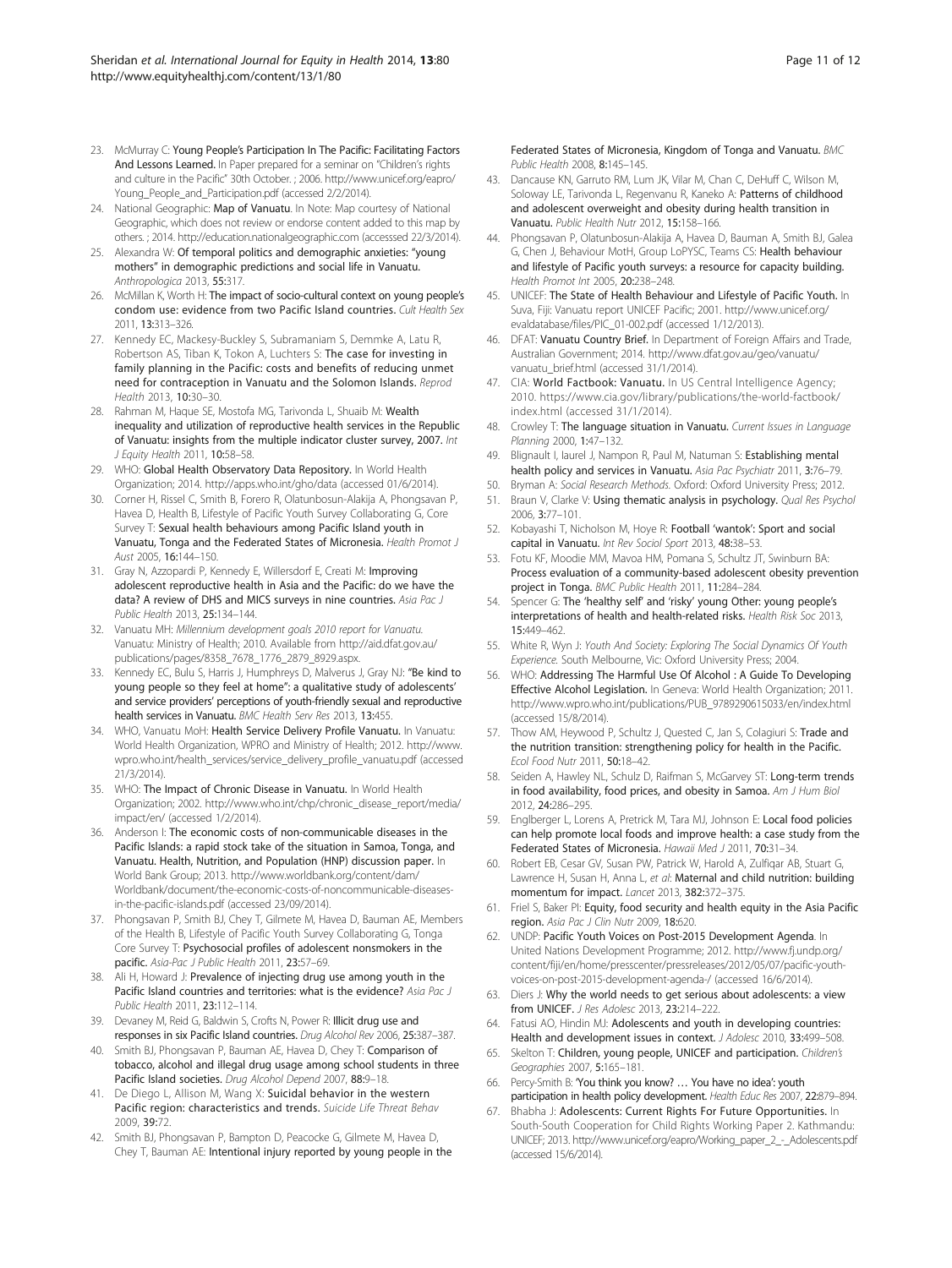23. McMurray C: **Young People's Participation In The Pacific: Facilitating Factors And Lessons Learned.** In Paper prepared for a seminar on "Children's rights and culture in the Pacific" 30th October. ; 2006. http://www.unicef.org/eapro/Young_People_and_Participation.pdf (accessed 2/2/2014).
24. National Geographic: **Map of Vanuatu**. In Note: Map courtesy of National Geographic, which does not review or endorse content added to this map by others. ; 2014. http://education.nationalgeographic.com (accesssed 22/3/2014).
25. Alexandra W: **Of temporal politics and demographic anxieties: "young mothers" in demographic predictions and social life in Vanuatu.** *Anthropologica* 2013, **55:**317.
26. McMillan K, Worth H: **The impact of socio-cultural context on young people's condom use: evidence from two Pacific Island countries.** *Cult Health Sex* 2011, **13:**313–326.
27. Kennedy EC, Mackesy-Buckley S, Subramaniam S, Demmke A, Latu R, Robertson AS, Tiban K, Tokon A, Luchters S: **The case for investing in family planning in the Pacific: costs and benefits of reducing unmet need for contraception in Vanuatu and the Solomon Islands.** *Reprod Health* 2013, **10:**30–30.
28. Rahman M, Haque SE, Mostofa MG, Tarivonda L, Shuaib M: **Wealth inequality and utilization of reproductive health services in the Republic of Vanuatu: insights from the multiple indicator cluster survey, 2007.** *Int J Equity Health* 2011, **10:**58–58.
29. WHO: **Global Health Observatory Data Repository.** In World Health Organization; 2014. http://apps.who.int/gho/data (accessed 01/6/2014).
30. Corner H, Rissel C, Smith B, Forero R, Olatunbosun-Alakija A, Phongsavan P, Havea D, Health B, Lifestyle of Pacific Youth Survey Collaborating G, Core Survey T: **Sexual health behaviours among Pacific Island youth in Vanuatu, Tonga and the Federated States of Micronesia.** *Health Promot J Aust* 2005, **16:**144–150.
31. Gray N, Azzopardi P, Kennedy E, Willersdorf E, Creati M: **Improving adolescent reproductive health in Asia and the Pacific: do we have the data? A review of DHS and MICS surveys in nine countries.** *Asia Pac J Public Health* 2013, **25:**134–144.
32. Vanuatu MH: *Millennium development goals 2010 report for Vanuatu.* Vanuatu: Ministry of Health; 2010. Available from http://aid.dfat.gov.au/publications/pages/8358_7678_1776_2879_8929.aspx.
33. Kennedy EC, Bulu S, Harris J, Humphreys D, Malverus J, Gray NJ: **"Be kind to young people so they feel at home": a qualitative study of adolescents' and service providers' perceptions of youth-friendly sexual and reproductive health services in Vanuatu.** *BMC Health Serv Res* 2013, **13:**455.
34. WHO, Vanuatu MoH: **Health Service Delivery Profile Vanuatu.** In Vanuatu: World Health Organization, WPRO and Ministry of Health; 2012. http://www.wpro.who.int/health_services/service_delivery_profile_vanuatu.pdf (accessed 21/3/2014).
35. WHO: **The Impact of Chronic Disease in Vanuatu.** In World Health Organization; 2002. http://www.who.int/chp/chronic_disease_report/media/impact/en/ (accessed 1/2/2014).
36. Anderson I: **The economic costs of non-communicable diseases in the Pacific Islands: a rapid stock take of the situation in Samoa, Tonga, and Vanuatu. Health, Nutrition, and Population (HNP) discussion paper.** In World Bank Group; 2013. http://www.worldbank.org/content/dam/Worldbank/document/the-economic-costs-of-noncommunicable-diseases-in-the-pacific-islands.pdf (accessed 23/09/2014).
37. Phongsavan P, Smith BJ, Chey T, Gilmete M, Havea D, Bauman AE, Members of the Health B, Lifestyle of Pacific Youth Survey Collaborating G, Tonga Core Survey T: **Psychosocial profiles of adolescent nonsmokers in the pacific.** *Asia-Pac J Public Health* 2011, **23:**57–69.
38. Ali H, Howard J: **Prevalence of injecting drug use among youth in the Pacific Island countries and territories: what is the evidence?** *Asia Pac J Public Health* 2011, **23:**112–114.
39. Devaney M, Reid G, Baldwin S, Crofts N, Power R: **Illicit drug use and responses in six Pacific Island countries.** *Drug Alcohol Rev* 2006, **25:**387–387.
40. Smith BJ, Phongsavan P, Bauman AE, Havea D, Chey T: **Comparison of tobacco, alcohol and illegal drug usage among school students in three Pacific Island societies.** *Drug Alcohol Depend* 2007, **88:**9–18.
41. De Diego L, Allison M, Wang X: **Suicidal behavior in the western Pacific region: characteristics and trends.** *Suicide Life Threat Behav* 2009, **39:**72.
42. Smith BJ, Phongsavan P, Bampton D, Peacocke G, Gilmete M, Havea D, Chey T, Bauman AE: **Intentional injury reported by young people in the Federated States of Micronesia, Kingdom of Tonga and Vanuatu.** *BMC Public Health* 2008, **8:**145–145.
43. Dancause KN, Garruto RM, Lum JK, Vilar M, Chan C, DeHuff C, Wilson M, Soloway LE, Tarivonda L, Regenvanu R, Kaneko A: **Patterns of childhood and adolescent overweight and obesity during health transition in Vanuatu.** *Public Health Nutr* 2012, **15:**158–166.
44. Phongsavan P, Olatunbosun-Alakija A, Havea D, Bauman A, Smith BJ, Galea G, Chen J, Behaviour MotH, Group LoPYSC, Teams CS: **Health behaviour and lifestyle of Pacific youth surveys: a resource for capacity building.** *Health Promot Int* 2005, **20:**238–248.
45. UNICEF: **The State of Health Behaviour and Lifestyle of Pacific Youth.** In Suva, Fiji: Vanuatu report UNICEF Pacific; 2001. http://www.unicef.org/evaldatabase/files/PIC_01-002.pdf (accessed 1/12/2013).
46. DFAT: **Vanuatu Country Brief.** In Department of Foreign Affairs and Trade, Australian Government; 2014. http://www.dfat.gov.au/geo/vanuatu/vanuatu_brief.html (accessed 31/1/2014).
47. CIA: **World Factbook: Vanuatu.** In US Central Intelligence Agency; 2010. https://www.cia.gov/library/publications/the-world-factbook/index.html (accessed 31/1/2014).
48. Crowley T: **The language situation in Vanuatu.** *Current Issues in Language Planning* 2000, **1:**47–132.
49. Blignault I, Iaurel J, Nampon R, Paul M, Natuman S: **Establishing mental health policy and services in Vanuatu.** *Asia Pac Psychiatr* 2011, **3:**76–79.
50. Bryman A: *Social Research Methods.* Oxford: Oxford University Press; 2012.
51. Braun V, Clarke V: **Using thematic analysis in psychology.** *Qual Res Psychol* 2006, **3:**77–101.
52. Kobayashi T, Nicholson M, Hoye R: **Football 'wantok': Sport and social capital in Vanuatu.** *Int Rev Sociol Sport* 2013, **48:**38–53.
53. Fotu KF, Moodie MM, Mavoa HM, Pomana S, Schultz JT, Swinburn BA: **Process evaluation of a community-based adolescent obesity prevention project in Tonga.** *BMC Public Health* 2011, **11:**284–284.
54. Spencer G: **The 'healthy self' and 'risky' young Other: young people's interpretations of health and health-related risks.** *Health Risk Soc* 2013, **15:**449–462.
55. White R, Wyn J: *Youth And Society: Exploring The Social Dynamics Of Youth Experience.* South Melbourne, Vic: Oxford University Press; 2004.
56. WHO: **Addressing The Harmful Use Of Alcohol : A Guide To Developing Effective Alcohol Legislation.** In Geneva: World Health Organization; 2011. http://www.wpro.who.int/publications/PUB_9789290615033/en/index.html (accessed 15/8/2014).
57. Thow AM, Heywood P, Schultz J, Quested C, Jan S, Colagiuri S: **Trade and the nutrition transition: strengthening policy for health in the Pacific.** *Ecol Food Nutr* 2011, **50:**18–42.
58. Seiden A, Hawley NL, Schulz D, Raifman S, McGarvey ST: **Long-term trends in food availability, food prices, and obesity in Samoa.** *Am J Hum Biol* 2012, **24:**286–295.
59. Englberger L, Lorens A, Pretrick M, Tara MJ, Johnson E: **Local food policies can help promote local foods and improve health: a case study from the Federated States of Micronesia.** *Hawaii Med J* 2011, **70:**31–34.
60. Robert EB, Cesar GV, Susan PW, Patrick W, Harold A, Zulfiqar AB, Stuart G, Lawrence H, Susan H, Anna L, *et al*: **Maternal and child nutrition: building momentum for impact.** *Lancet* 2013, **382:**372–375.
61. Friel S, Baker PI: **Equity, food security and health equity in the Asia Pacific region.** *Asia Pac J Clin Nutr* 2009, **18:**620.
62. UNDP: **Pacific Youth Voices on Post-2015 Development Agenda**. In United Nations Development Programme; 2012. http://www.fj.undp.org/content/fiji/en/home/presscenter/pressreleases/2012/05/07/pacific-youth-voices-on-post-2015-development-agenda-/ (accessed 16/6/2014).
63. Diers J: **Why the world needs to get serious about adolescents: a view from UNICEF.** *J Res Adolesc* 2013, **23:**214–222.
64. Fatusi AO, Hindin MJ: **Adolescents and youth in developing countries: Health and development issues in context.** *J Adolesc* 2010, **33:**499–508.
65. Skelton T: **Children, young people, UNICEF and participation.** *Children's Geographies* 2007, **5:**165–181.
66. Percy-Smith B: **'You think you know? … You have no idea': youth participation in health policy development.** *Health Educ Res* 2007, **22:**879–894.
67. Bhabha J: **Adolescents: Current Rights For Future Opportunities.** In South-South Cooperation for Child Rights Working Paper 2. Kathmandu: UNICEF; 2013. http://www.unicef.org/eapro/Working_paper_2_-_Adolescents.pdf (accessed 15/6/2014).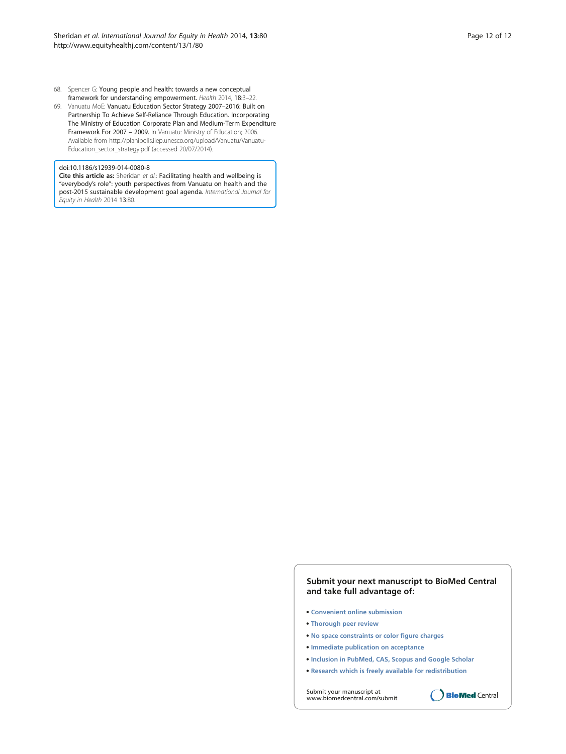68. Spencer G: **Young people and health: towards a new conceptual framework for understanding empowerment.** *Health* 2014, **18**:3–22.
69. Vanuatu MoE: **Vanuatu Education Sector Strategy 2007–2016: Built on Partnership To Achieve Self-Reliance Through Education. Incorporating The Ministry of Education Corporate Plan and Medium-Term Expenditure Framework For 2007 – 2009.** In Vanuatu: Ministry of Education; 2006. Available from http://planipolis.iiep.unesco.org/upload/Vanuatu/Vanuatu-Education_sector_strategy.pdf (accessed 20/07/2014).

doi:10.1186/s12939-014-0080-8
**Cite this article as:** Sheridan *et al.*: Facilitating health and wellbeing is "everybody's role": youth perspectives from Vanuatu on health and the post-2015 sustainable development goal agenda. *International Journal for Equity in Health* 2014 **13**:80.

**Submit your next manuscript to BioMed Central and take full advantage of:**

- **Convenient online submission**
- **Thorough peer review**
- **No space constraints or color figure charges**
- **Immediate publication on acceptance**
- **Inclusion in PubMed, CAS, Scopus and Google Scholar**
- **Research which is freely available for redistribution**

Submit your manuscript at
www.biomedcentral.com/submit

BioMed Central